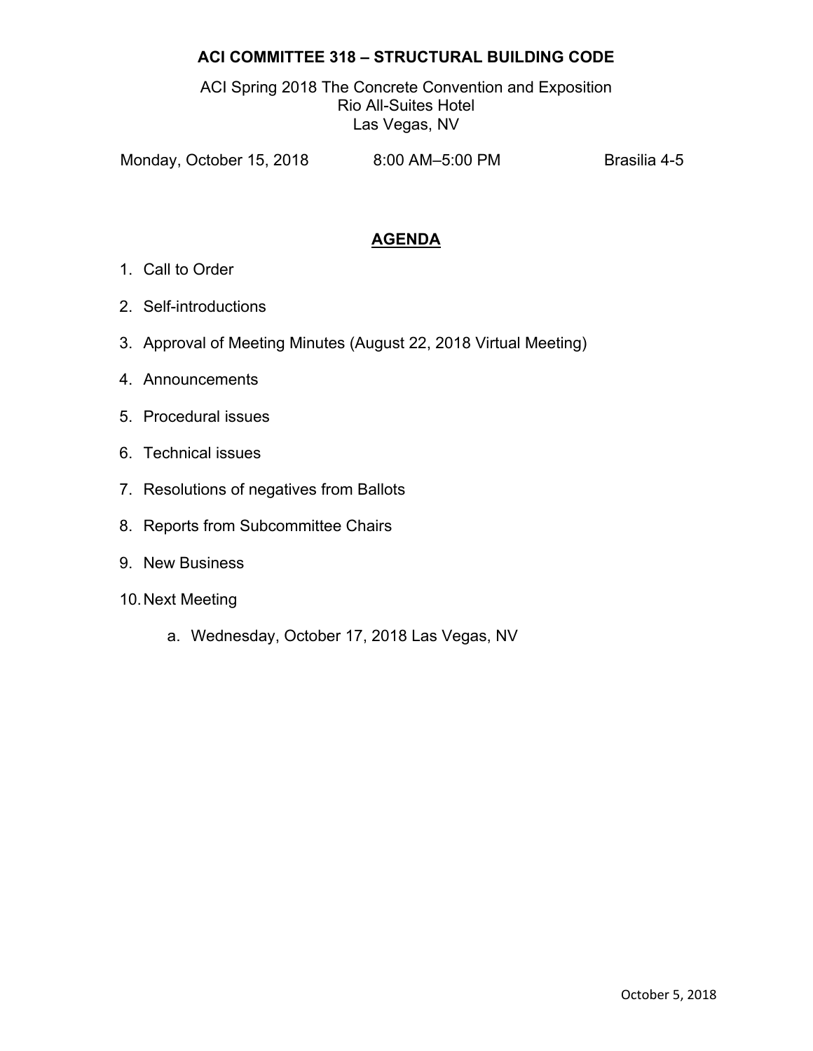# ACI COMMITTEE 318 – STRUCTURAL BUILDING CODE

ACI Spring 2018 The Concrete Convention and Exposition
Rio All-Suites Hotel
Las Vegas, NV

Monday, October 15, 2018 8:00 AM–5:00 PM Brasilia 4-5

## AGENDA

1. Call to Order
2. Self-introductions
3. Approval of Meeting Minutes (August 22, 2018 Virtual Meeting)
4. Announcements
5. Procedural issues
6. Technical issues
7. Resolutions of negatives from Ballots
8. Reports from Subcommittee Chairs
9. New Business
10. Next Meeting
    a. Wednesday, October 17, 2018 Las Vegas, NV

October 5, 2018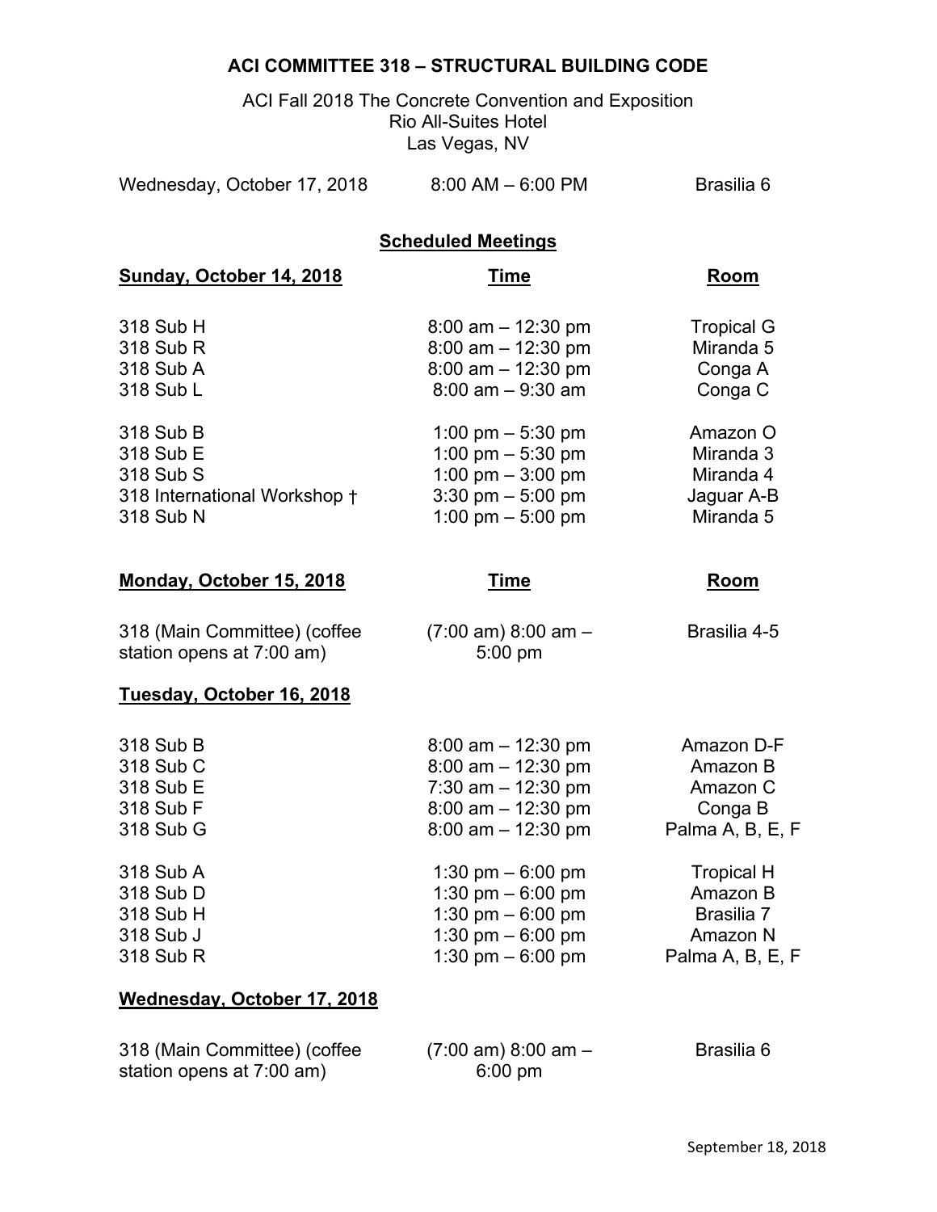**ACI COMMITTEE 318 – STRUCTURAL BUILDING CODE**

ACI Fall 2018 The Concrete Convention and Exposition
Rio All-Suites Hotel
Las Vegas, NV

| | | |
|---|---|---|
| Wednesday, October 17, 2018 | 8:00 AM – 6:00 PM | Brasilia 6 |

## Scheduled Meetings

| Sunday, October 14, 2018 | Time | Room |
|---|---|---|
| 318 Sub H | 8:00 am – 12:30 pm | Tropical G |
| 318 Sub R | 8:00 am – 12:30 pm | Miranda 5 |
| 318 Sub A | 8:00 am – 12:30 pm | Conga A |
| 318 Sub L | 8:00 am – 9:30 am | Conga C |
| 318 Sub B | 1:00 pm – 5:30 pm | Amazon O |
| 318 Sub E | 1:00 pm – 5:30 pm | Miranda 3 |
| 318 Sub S | 1:00 pm – 3:00 pm | Miranda 4 |
| 318 International Workshop † | 3:30 pm – 5:00 pm | Jaguar A-B |
| 318 Sub N | 1:00 pm – 5:00 pm | Miranda 5 |

| Monday, October 15, 2018 | Time | Room |
|---|---|---|
| 318 (Main Committee) (coffee station opens at 7:00 am) | (7:00 am) 8:00 am – 5:00 pm | Brasilia 4-5 |

**Tuesday, October 16, 2018**

| | | |
|---|---|---|
| 318 Sub B | 8:00 am – 12:30 pm | Amazon D-F |
| 318 Sub C | 8:00 am – 12:30 pm | Amazon B |
| 318 Sub E | 7:30 am – 12:30 pm | Amazon C |
| 318 Sub F | 8:00 am – 12:30 pm | Conga B |
| 318 Sub G | 8:00 am – 12:30 pm | Palma A, B, E, F |
| 318 Sub A | 1:30 pm – 6:00 pm | Tropical H |
| 318 Sub D | 1:30 pm – 6:00 pm | Amazon B |
| 318 Sub H | 1:30 pm – 6:00 pm | Brasilia 7 |
| 318 Sub J | 1:30 pm – 6:00 pm | Amazon N |
| 318 Sub R | 1:30 pm – 6:00 pm | Palma A, B, E, F |

**Wednesday, October 17, 2018**

| | | |
|---|---|---|
| 318 (Main Committee) (coffee station opens at 7:00 am) | (7:00 am) 8:00 am – 6:00 pm | Brasilia 6 |

September 18, 2018